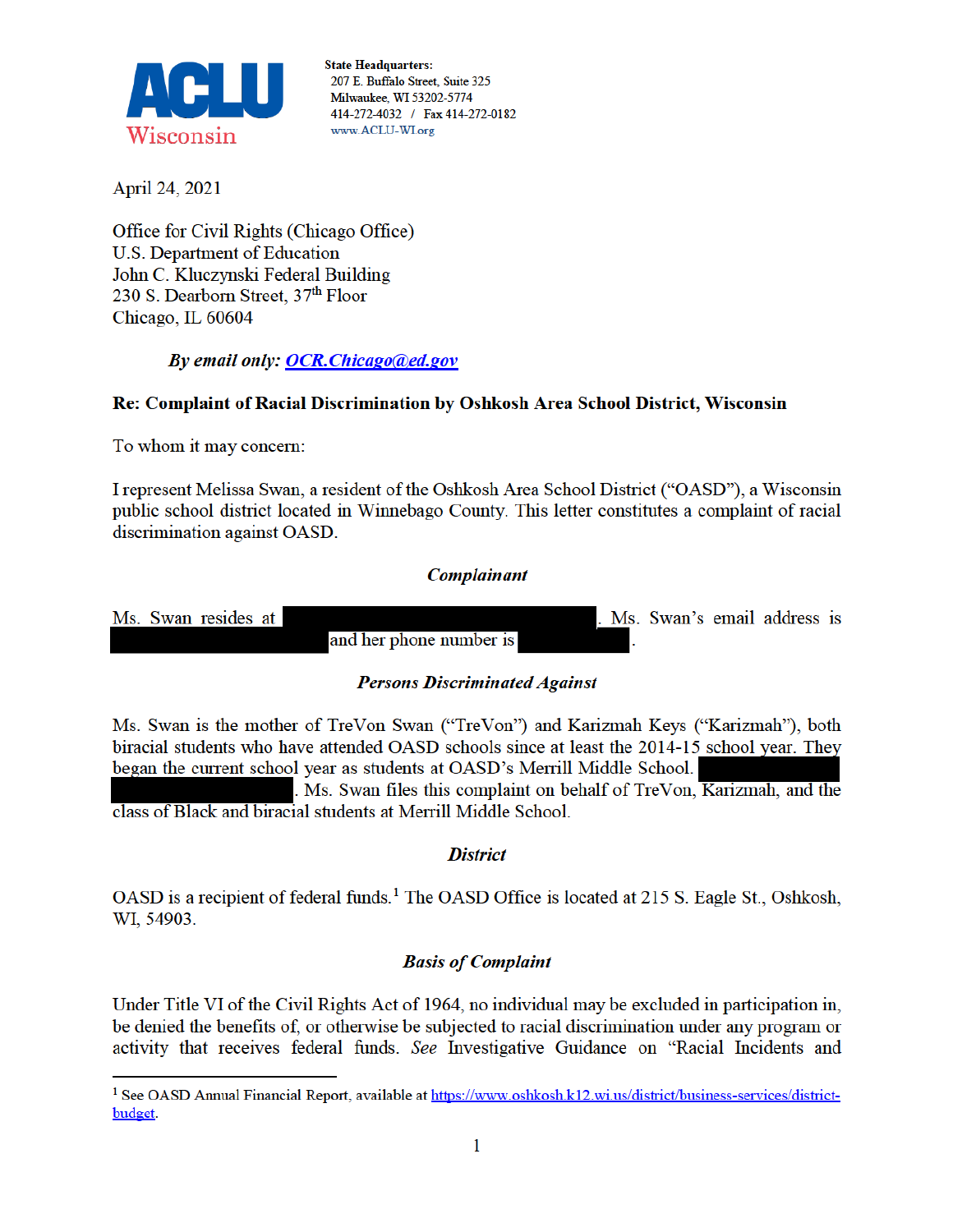**ACLU Wisconsin**

**State Headquarters:**
207 E. Buffalo Street, Suite 325
Milwaukee, WI 53202-5774
414-272-4032 / Fax 414-272-0182
www.ACLU-WI.org

April 24, 2021

Office for Civil Rights (Chicago Office)
U.S. Department of Education
John C. Kluczynski Federal Building
230 S. Dearborn Street, 37th Floor
Chicago, IL 60604

***By email only: [OCR.Chicago@ed.gov](mailto:OCR.Chicago@ed.gov)***

**Re: Complaint of Racial Discrimination by Oshkosh Area School District, Wisconsin**

To whom it may concern:

I represent Melissa Swan, a resident of the Oshkosh Area School District ("OASD"), a Wisconsin public school district located in Winnebago County. This letter constitutes a complaint of racial discrimination against OASD.

### *Complainant*

Ms. Swan resides at [REDACTED]. Ms. Swan's email address is [REDACTED] and her phone number is [REDACTED].

### *Persons Discriminated Against*

Ms. Swan is the mother of TreVon Swan ("TreVon") and Karizmah Keys ("Karizmah"), both biracial students who have attended OASD schools since at least the 2014-15 school year. They began the current school year as students at OASD's Merrill Middle School. [REDACTED]. Ms. Swan files this complaint on behalf of TreVon, Karizmah, and the class of Black and biracial students at Merrill Middle School.

### *District*

OASD is a recipient of federal funds.[1] The OASD Office is located at 215 S. Eagle St., Oshkosh, WI, 54903.

### *Basis of Complaint*

Under Title VI of the Civil Rights Act of 1964, no individual may be excluded in participation in, be denied the benefits of, or otherwise be subjected to racial discrimination under any program or activity that receives federal funds. *See* Investigative Guidance on "Racial Incidents and

---

[1] See OASD Annual Financial Report, available at [https://www.oshkosh.k12.wi.us/district/business-services/district-budget](https://www.oshkosh.k12.wi.us/district/business-services/district-budget).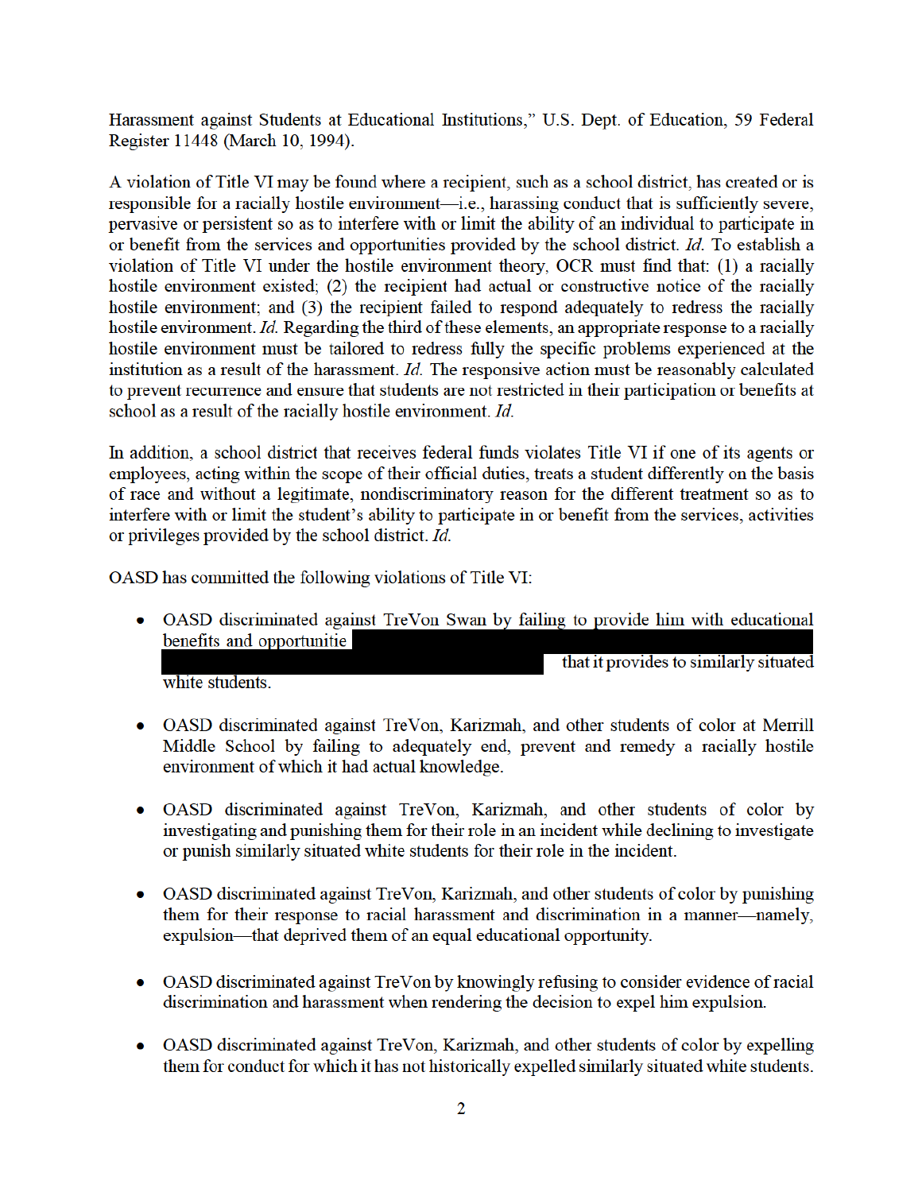Harassment against Students at Educational Institutions," U.S. Dept. of Education, 59 Federal Register 11448 (March 10, 1994).

A violation of Title VI may be found where a recipient, such as a school district, has created or is responsible for a racially hostile environment—i.e., harassing conduct that is sufficiently severe, pervasive or persistent so as to interfere with or limit the ability of an individual to participate in or benefit from the services and opportunities provided by the school district. *Id.* To establish a violation of Title VI under the hostile environment theory, OCR must find that: (1) a racially hostile environment existed; (2) the recipient had actual or constructive notice of the racially hostile environment; and (3) the recipient failed to respond adequately to redress the racially hostile environment. *Id.* Regarding the third of these elements, an appropriate response to a racially hostile environment must be tailored to redress fully the specific problems experienced at the institution as a result of the harassment. *Id.* The responsive action must be reasonably calculated to prevent recurrence and ensure that students are not restricted in their participation or benefits at school as a result of the racially hostile environment. *Id.*

In addition, a school district that receives federal funds violates Title VI if one of its agents or employees, acting within the scope of their official duties, treats a student differently on the basis of race and without a legitimate, nondiscriminatory reason for the different treatment so as to interfere with or limit the student's ability to participate in or benefit from the services, activities or privileges provided by the school district. *Id.*

OASD has committed the following violations of Title VI:

- OASD discriminated against TreVon Swan by failing to provide him with educational benefits and opportunitie [REDACTED] that it provides to similarly situated white students.

- OASD discriminated against TreVon, Karizmah, and other students of color at Merrill Middle School by failing to adequately end, prevent and remedy a racially hostile environment of which it had actual knowledge.

- OASD discriminated against TreVon, Karizmah, and other students of color by investigating and punishing them for their role in an incident while declining to investigate or punish similarly situated white students for their role in the incident.

- OASD discriminated against TreVon, Karizmah, and other students of color by punishing them for their response to racial harassment and discrimination in a manner—namely, expulsion—that deprived them of an equal educational opportunity.

- OASD discriminated against TreVon by knowingly refusing to consider evidence of racial discrimination and harassment when rendering the decision to expel him expulsion.

- OASD discriminated against TreVon, Karizmah, and other students of color by expelling them for conduct for which it has not historically expelled similarly situated white students.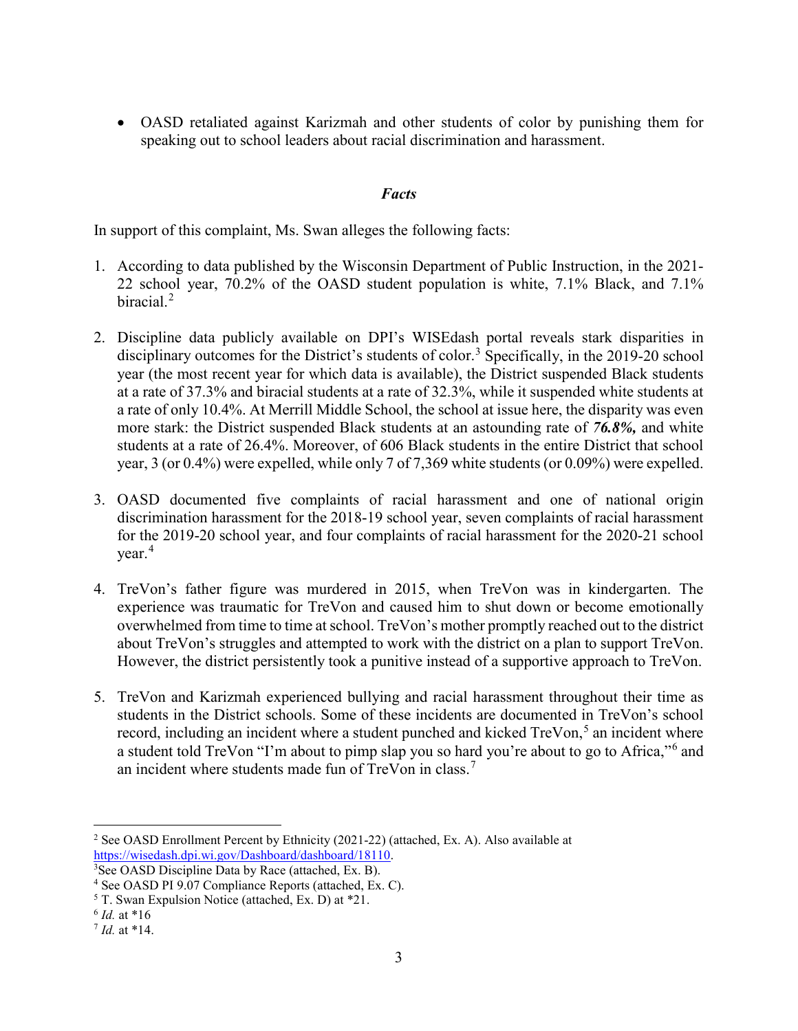- OASD retaliated against Karizmah and other students of color by punishing them for speaking out to school leaders about racial discrimination and harassment.

### *Facts*

In support of this complaint, Ms. Swan alleges the following facts:

1. According to data published by the Wisconsin Department of Public Instruction, in the 2021-22 school year, 70.2% of the OASD student population is white, 7.1% Black, and 7.1% biracial.[2]

2. Discipline data publicly available on DPI's WISEdash portal reveals stark disparities in disciplinary outcomes for the District's students of color.[3] Specifically, in the 2019-20 school year (the most recent year for which data is available), the District suspended Black students at a rate of 37.3% and biracial students at a rate of 32.3%, while it suspended white students at a rate of only 10.4%. At Merrill Middle School, the school at issue here, the disparity was even more stark: the District suspended Black students at an astounding rate of ***76.8%,*** and white students at a rate of 26.4%. Moreover, of 606 Black students in the entire District that school year, 3 (or 0.4%) were expelled, while only 7 of 7,369 white students (or 0.09%) were expelled.

3. OASD documented five complaints of racial harassment and one of national origin discrimination harassment for the 2018-19 school year, seven complaints of racial harassment for the 2019-20 school year, and four complaints of racial harassment for the 2020-21 school year.[4]

4. TreVon's father figure was murdered in 2015, when TreVon was in kindergarten. The experience was traumatic for TreVon and caused him to shut down or become emotionally overwhelmed from time to time at school. TreVon's mother promptly reached out to the district about TreVon's struggles and attempted to work with the district on a plan to support TreVon. However, the district persistently took a punitive instead of a supportive approach to TreVon.

5. TreVon and Karizmah experienced bullying and racial harassment throughout their time as students in the District schools. Some of these incidents are documented in TreVon's school record, including an incident where a student punched and kicked TreVon,[5] an incident where a student told TreVon "I'm about to pimp slap you so hard you're about to go to Africa,"[6] and an incident where students made fun of TreVon in class.[7]

---

[2] See OASD Enrollment Percent by Ethnicity (2021-22) (attached, Ex. A). Also available at https://wisedash.dpi.wi.gov/Dashboard/dashboard/18110.

[3] See OASD Discipline Data by Race (attached, Ex. B).

[4] See OASD PI 9.07 Compliance Reports (attached, Ex. C).

[5] T. Swan Expulsion Notice (attached, Ex. D) at *21.

[6] *Id.* at *16

[7] *Id.* at *14.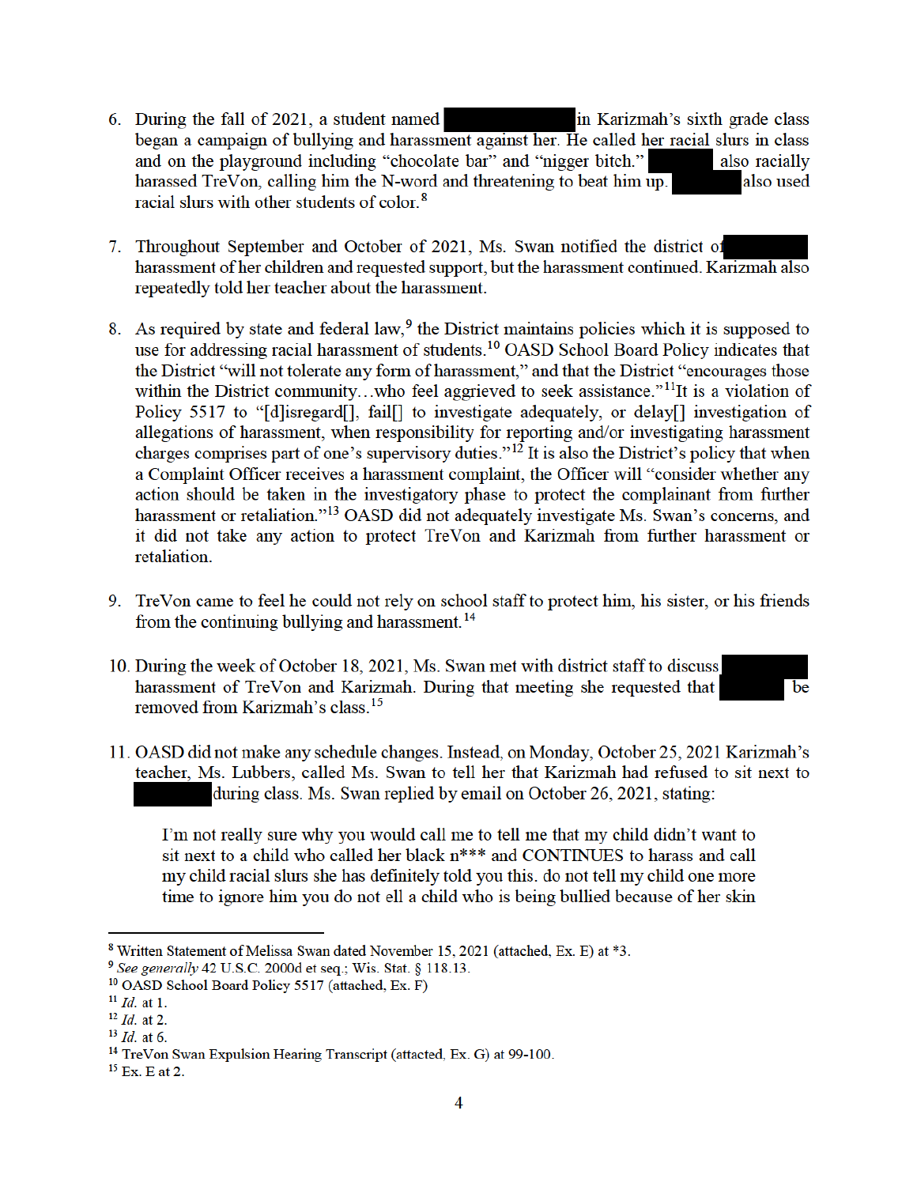6. During the fall of 2021, a student named [REDACTED] in Karizmah's sixth grade class began a campaign of bullying and harassment against her. He called her racial slurs in class and on the playground including "chocolate bar" and "nigger bitch." [REDACTED] also racially harassed TreVon, calling him the N-word and threatening to beat him up. [REDACTED] also used racial slurs with other students of color.[8]

7. Throughout September and October of 2021, Ms. Swan notified the district of [REDACTED] harassment of her children and requested support, but the harassment continued. Karizmah also repeatedly told her teacher about the harassment.

8. As required by state and federal law,[9] the District maintains policies which it is supposed to use for addressing racial harassment of students.[10] OASD School Board Policy indicates that the District "will not tolerate any form of harassment," and that the District "encourages those within the District community…who feel aggrieved to seek assistance."[11] It is a violation of Policy 5517 to "[d]isregard[], fail[] to investigate adequately, or delay[] investigation of allegations of harassment, when responsibility for reporting and/or investigating harassment charges comprises part of one's supervisory duties."[12] It is also the District's policy that when a Complaint Officer receives a harassment complaint, the Officer will "consider whether any action should be taken in the investigatory phase to protect the complainant from further harassment or retaliation."[13] OASD did not adequately investigate Ms. Swan's concerns, and it did not take any action to protect TreVon and Karizmah from further harassment or retaliation.

9. TreVon came to feel he could not rely on school staff to protect him, his sister, or his friends from the continuing bullying and harassment.[14]

10. During the week of October 18, 2021, Ms. Swan met with district staff to discuss [REDACTED] harassment of TreVon and Karizmah. During that meeting she requested that [REDACTED] be removed from Karizmah's class.[15]

11. OASD did not make any schedule changes. Instead, on Monday, October 25, 2021 Karizmah's teacher, Ms. Lubbers, called Ms. Swan to tell her that Karizmah had refused to sit next to [REDACTED] during class. Ms. Swan replied by email on October 26, 2021, stating:

> I'm not really sure why you would call me to tell me that my child didn't want to sit next to a child who called her black n*** and CONTINUES to harass and call my child racial slurs she has definitely told you this. do not tell my child one more time to ignore him you do not ell a child who is being bullied because of her skin

---

[8] Written Statement of Melissa Swan dated November 15, 2021 (attached, Ex. E) at *3.

[9] *See generally* 42 U.S.C. 2000d et seq.; Wis. Stat. § 118.13.

[10] OASD School Board Policy 5517 (attached, Ex. F)

[11] *Id.* at 1.

[12] *Id.* at 2.

[13] *Id.* at 6.

[14] TreVon Swan Expulsion Hearing Transcript (attacted, Ex. G) at 99-100.

[15] Ex. E at 2.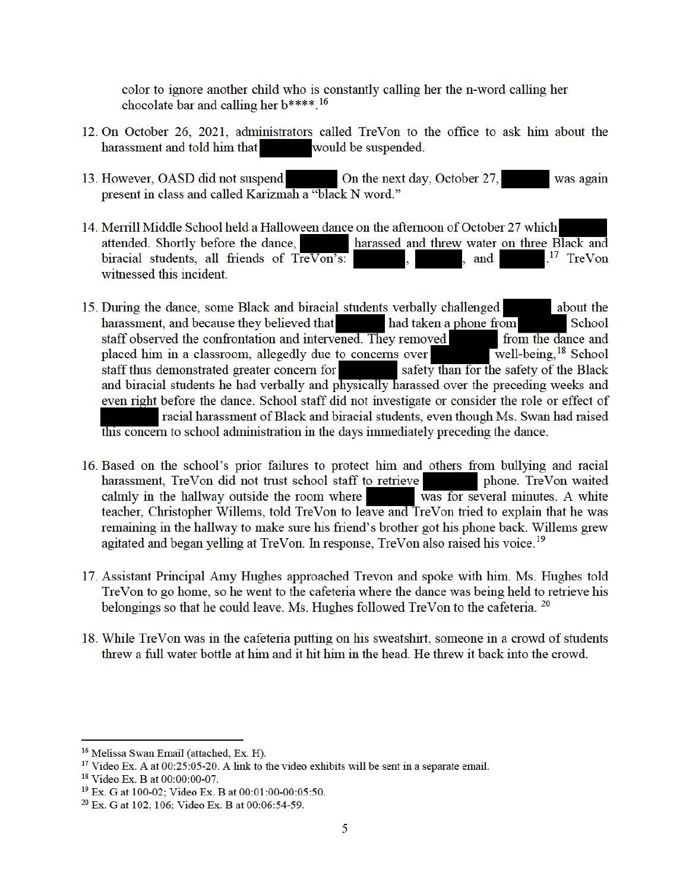color to ignore another child who is constantly calling her the n-word calling her chocolate bar and calling her b****.[16]

12. On October 26, 2021, administrators called TreVon to the office to ask him about the harassment and told him that ██████ would be suspended.

13. However, OASD did not suspend ██████ On the next day, October 27, ██████ was again present in class and called Karizmah a "black N word."

14. Merrill Middle School held a Halloween dance on the afternoon of October 27 which ██████ attended. Shortly before the dance, ██████ harassed and threw water on three Black and biracial students, all friends of TreVon's: ██████, ██████, and ██████.[17] TreVon witnessed this incident.

15. During the dance, some Black and biracial students verbally challenged ██████ about the harassment, and because they believed that ██████ had taken a phone from ██████ School staff observed the confrontation and intervened. They removed ██████ from the dance and placed him in a classroom, allegedly due to concerns over ██████ well-being,[18] School staff thus demonstrated greater concern for ██████ safety than for the safety of the Black and biracial students he had verbally and physically harassed over the preceding weeks and even right before the dance. School staff did not investigate or consider the role or effect of ██████ racial harassment of Black and biracial students, even though Ms. Swan had raised this concern to school administration in the days immediately preceding the dance.

16. Based on the school's prior failures to protect him and others from bullying and racial harassment, TreVon did not trust school staff to retrieve ██████ phone. TreVon waited calmly in the hallway outside the room where ██████ was for several minutes. A white teacher, Christopher Willems, told TreVon to leave and TreVon tried to explain that he was remaining in the hallway to make sure his friend's brother got his phone back. Willems grew agitated and began yelling at TreVon. In response, TreVon also raised his voice.[19]

17. Assistant Principal Amy Hughes approached Trevon and spoke with him. Ms. Hughes told TreVon to go home, so he went to the cafeteria where the dance was being held to retrieve his belongings so that he could leave. Ms. Hughes followed TreVon to the cafeteria.[20]

18. While TreVon was in the cafeteria putting on his sweatshirt, someone in a crowd of students threw a full water bottle at him and it hit him in the head. He threw it back into the crowd.

---

[16] Melissa Swan Email (attached, Ex. H).

[17] Video Ex. A at 00:25:05-20. A link to the video exhibits will be sent in a separate email.

[18] Video Ex. B at 00:00:00-07.

[19] Ex. G at 100-02; Video Ex. B at 00:01:00-00:05:50.

[20] Ex. G at 102, 106; Video Ex. B at 00:06:54-59.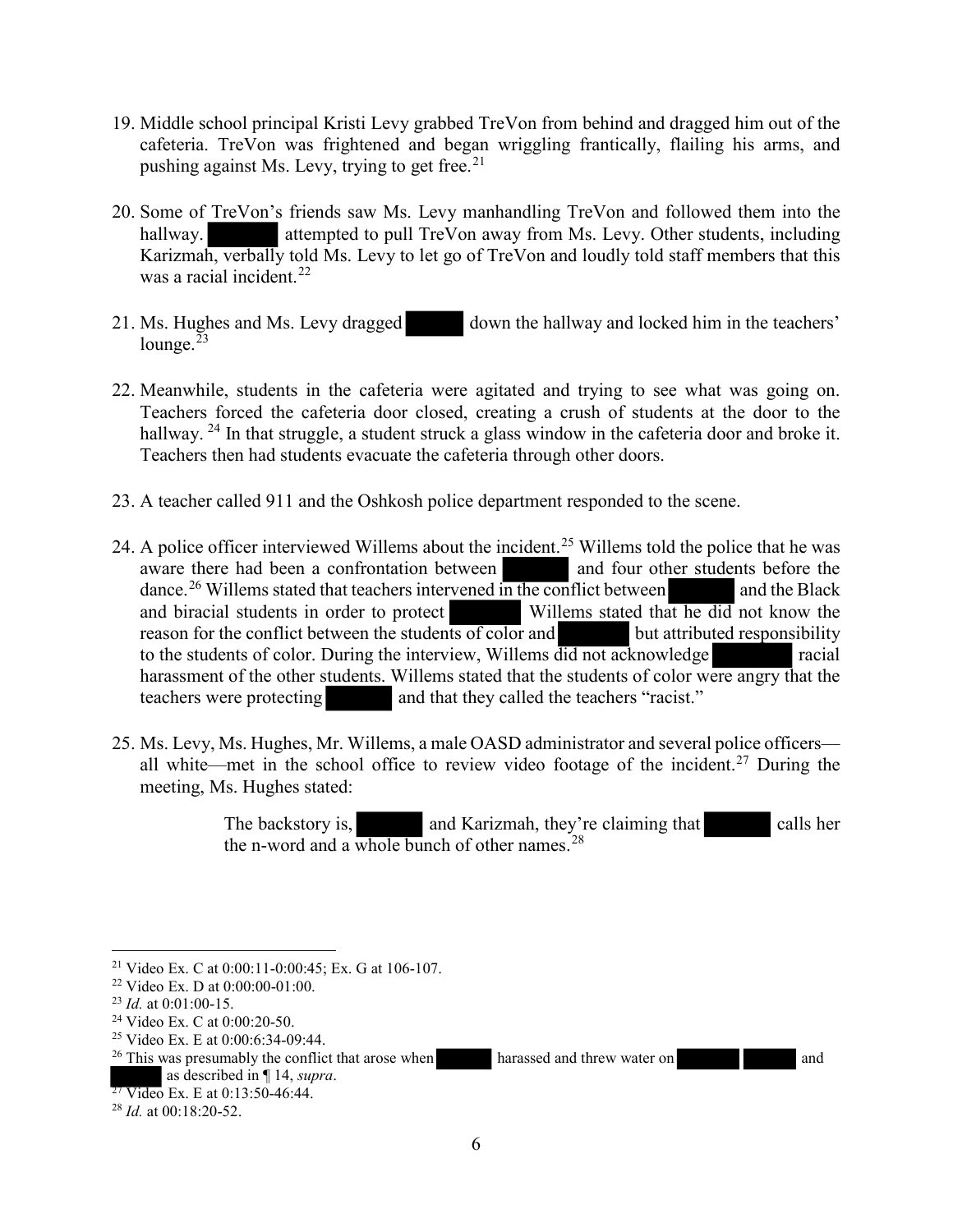19. Middle school principal Kristi Levy grabbed TreVon from behind and dragged him out of the cafeteria. TreVon was frightened and began wriggling frantically, flailing his arms, and pushing against Ms. Levy, trying to get free.[21]

20. Some of TreVon's friends saw Ms. Levy manhandling TreVon and followed them into the hallway. ██████ attempted to pull TreVon away from Ms. Levy. Other students, including Karizmah, verbally told Ms. Levy to let go of TreVon and loudly told staff members that this was a racial incident.[22]

21. Ms. Hughes and Ms. Levy dragged ██████ down the hallway and locked him in the teachers' lounge.[23]

22. Meanwhile, students in the cafeteria were agitated and trying to see what was going on. Teachers forced the cafeteria door closed, creating a crush of students at the door to the hallway.[24] In that struggle, a student struck a glass window in the cafeteria door and broke it. Teachers then had students evacuate the cafeteria through other doors.

23. A teacher called 911 and the Oshkosh police department responded to the scene.

24. A police officer interviewed Willems about the incident.[25] Willems told the police that he was aware there had been a confrontation between ██████ and four other students before the dance.[26] Willems stated that teachers intervened in the conflict between ██████ and the Black and biracial students in order to protect ██████ Willems stated that he did not know the reason for the conflict between the students of color and ██████ but attributed responsibility to the students of color. During the interview, Willems did not acknowledge ██████ racial harassment of the other students. Willems stated that the students of color were angry that the teachers were protecting ██████ and that they called the teachers "racist."

25. Ms. Levy, Ms. Hughes, Mr. Willems, a male OASD administrator and several police officers—all white—met in the school office to review video footage of the incident.[27] During the meeting, Ms. Hughes stated:

> The backstory is, ██████ and Karizmah, they're claiming that ██████ calls her the n-word and a whole bunch of other names.[28]

---

[21] Video Ex. C at 0:00:11-0:00:45; Ex. G at 106-107.

[22] Video Ex. D at 0:00:00-01:00.

[23] *Id.* at 0:01:00-15.

[24] Video Ex. C at 0:00:20-50.

[25] Video Ex. E at 0:00:6:34-09:44.

[26] This was presumably the conflict that arose when ██████ harassed and threw water on ██████ ██████ and ██████ as described in ¶ 14, *supra*.

[27] Video Ex. E at 0:13:50-46:44.

[28] *Id.* at 00:18:20-52.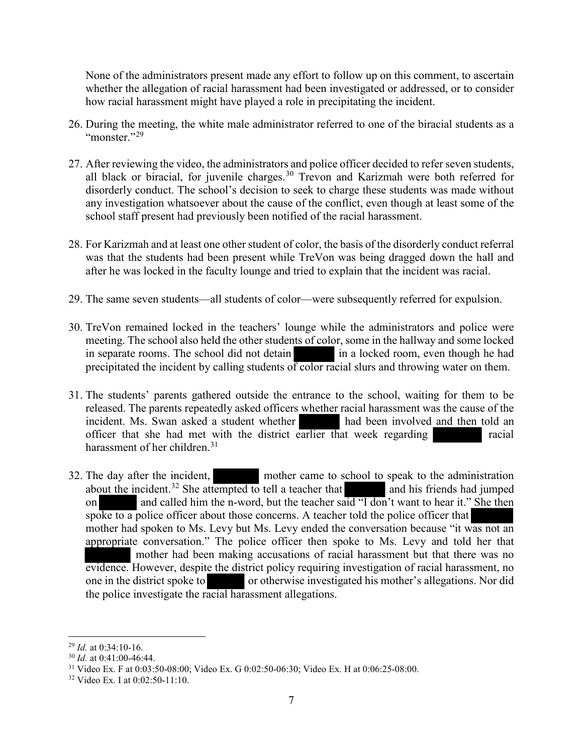None of the administrators present made any effort to follow up on this comment, to ascertain whether the allegation of racial harassment had been investigated or addressed, or to consider how racial harassment might have played a role in precipitating the incident.

26. During the meeting, the white male administrator referred to one of the biracial students as a "monster."[29]

27. After reviewing the video, the administrators and police officer decided to refer seven students, all black or biracial, for juvenile charges.[30] Trevon and Karizmah were both referred for disorderly conduct. The school's decision to seek to charge these students was made without any investigation whatsoever about the cause of the conflict, even though at least some of the school staff present had previously been notified of the racial harassment.

28. For Karizmah and at least one other student of color, the basis of the disorderly conduct referral was that the students had been present while TreVon was being dragged down the hall and after he was locked in the faculty lounge and tried to explain that the incident was racial.

29. The same seven students—all students of color—were subsequently referred for expulsion.

30. TreVon remained locked in the teachers' lounge while the administrators and police were meeting. The school also held the other students of color, some in the hallway and some locked in separate rooms. The school did not detain [REDACTED] in a locked room, even though he had precipitated the incident by calling students of color racial slurs and throwing water on them.

31. The students' parents gathered outside the entrance to the school, waiting for them to be released. The parents repeatedly asked officers whether racial harassment was the cause of the incident. Ms. Swan asked a student whether [REDACTED] had been involved and then told an officer that she had met with the district earlier that week regarding [REDACTED] racial harassment of her children.[31]

32. The day after the incident, [REDACTED] mother came to school to speak to the administration about the incident.[32] She attempted to tell a teacher that [REDACTED] and his friends had jumped on [REDACTED] and called him the n-word, but the teacher said "I don't want to hear it." She then spoke to a police officer about those concerns. A teacher told the police officer that [REDACTED] mother had spoken to Ms. Levy but Ms. Levy ended the conversation because "it was not an appropriate conversation." The police officer then spoke to Ms. Levy and told her that [REDACTED] mother had been making accusations of racial harassment but that there was no evidence. However, despite the district policy requiring investigation of racial harassment, no one in the district spoke to [REDACTED] or otherwise investigated his mother's allegations. Nor did the police investigate the racial harassment allegations.

---

[29] *Id.* at 0:34:10-16.

[30] *Id.* at 0:41:00-46:44.

[31] Video Ex. F at 0:03:50-08:00; Video Ex. G 0:02:50-06:30; Video Ex. H at 0:06:25-08:00.

[32] Video Ex. I at 0:02:50-11:10.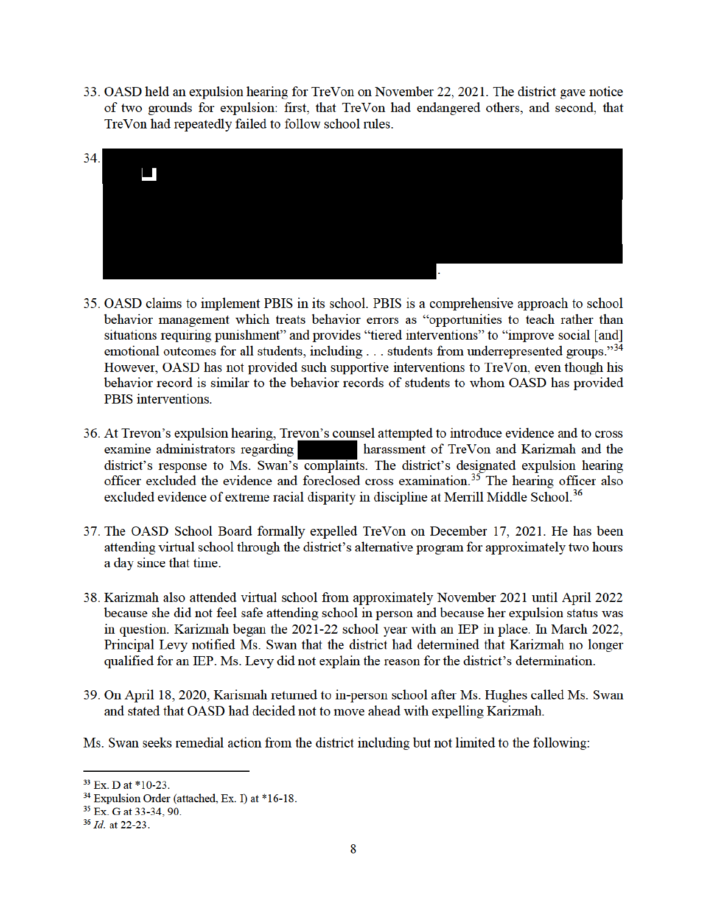33. OASD held an expulsion hearing for TreVon on November 22, 2021. The district gave notice of two grounds for expulsion: first, that TreVon had endangered others, and second, that TreVon had repeatedly failed to follow school rules.

34. [REDACTED].

35. OASD claims to implement PBIS in its school. PBIS is a comprehensive approach to school behavior management which treats behavior errors as "opportunities to teach rather than situations requiring punishment" and provides "tiered interventions" to "improve social [and] emotional outcomes for all students, including . . . students from underrepresented groups."[34] However, OASD has not provided such supportive interventions to TreVon, even though his behavior record is similar to the behavior records of students to whom OASD has provided PBIS interventions.

36. At Trevon's expulsion hearing, Trevon's counsel attempted to introduce evidence and to cross examine administrators regarding [REDACTED] harassment of TreVon and Karizmah and the district's response to Ms. Swan's complaints. The district's designated expulsion hearing officer excluded the evidence and foreclosed cross examination.[35] The hearing officer also excluded evidence of extreme racial disparity in discipline at Merrill Middle School.[36]

37. The OASD School Board formally expelled TreVon on December 17, 2021. He has been attending virtual school through the district's alternative program for approximately two hours a day since that time.

38. Karizmah also attended virtual school from approximately November 2021 until April 2022 because she did not feel safe attending school in person and because her expulsion status was in question. Karizmah began the 2021-22 school year with an IEP in place. In March 2022, Principal Levy notified Ms. Swan that the district had determined that Karizmah no longer qualified for an IEP. Ms. Levy did not explain the reason for the district's determination.

39. On April 18, 2020, Karismah returned to in-person school after Ms. Hughes called Ms. Swan and stated that OASD had decided not to move ahead with expelling Karizmah.

Ms. Swan seeks remedial action from the district including but not limited to the following:

---

[33] Ex. D at *10-23.

[34] Expulsion Order (attached, Ex. I) at *16-18.

[35] Ex. G at 33-34, 90.

[36] *Id.* at 22-23.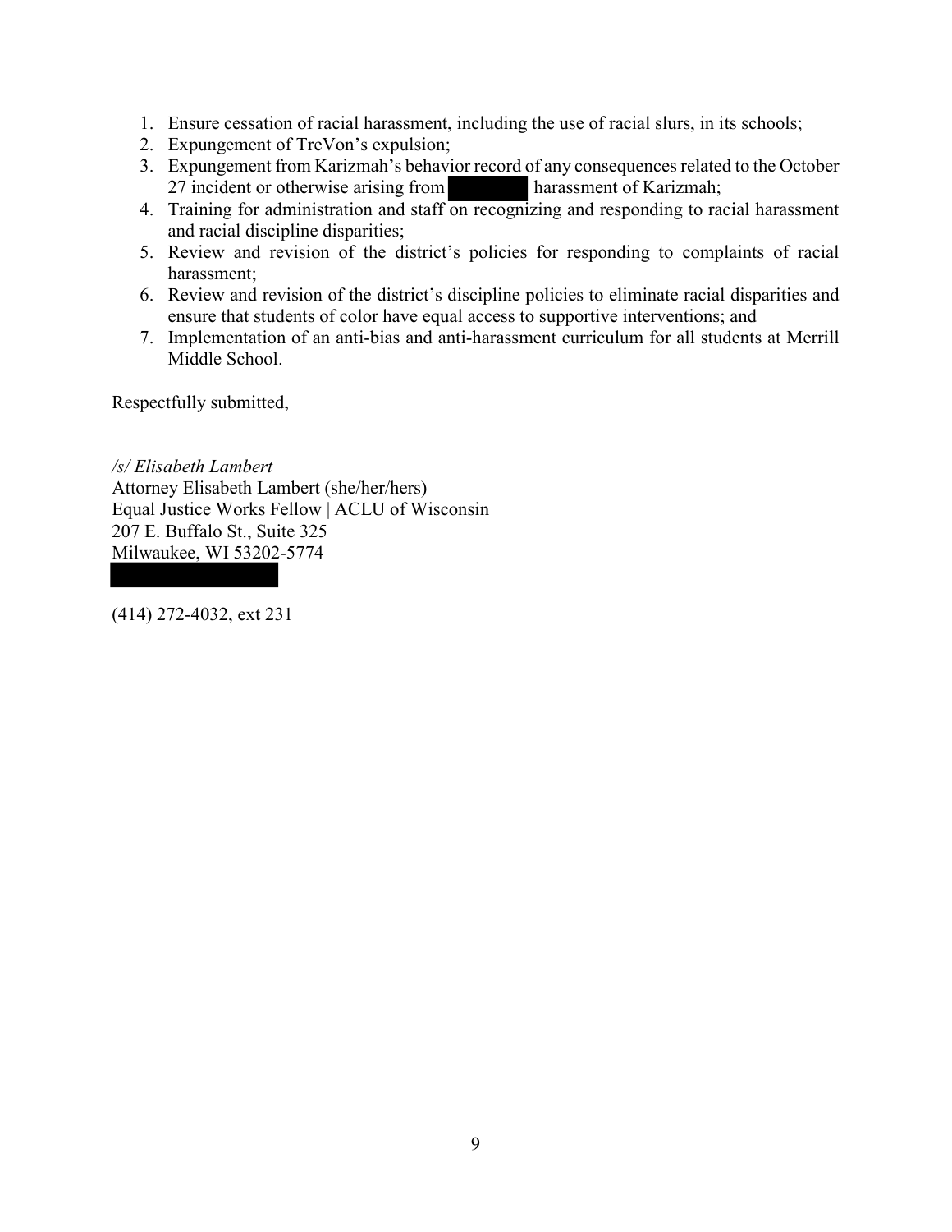1. Ensure cessation of racial harassment, including the use of racial slurs, in its schools;
2. Expungement of TreVon's expulsion;
3. Expungement from Karizmah's behavior record of any consequences related to the October 27 incident or otherwise arising from harassment of Karizmah;
4. Training for administration and staff on recognizing and responding to racial harassment and racial discipline disparities;
5. Review and revision of the district's policies for responding to complaints of racial harassment;
6. Review and revision of the district's discipline policies to eliminate racial disparities and ensure that students of color have equal access to supportive interventions; and
7. Implementation of an anti-bias and anti-harassment curriculum for all students at Merrill Middle School.

Respectfully submitted,

*/s/ Elisabeth Lambert*
Attorney Elisabeth Lambert (she/her/hers)
Equal Justice Works Fellow | ACLU of Wisconsin
207 E. Buffalo St., Suite 325
Milwaukee, WI 53202-5774

(414) 272-4032, ext 231